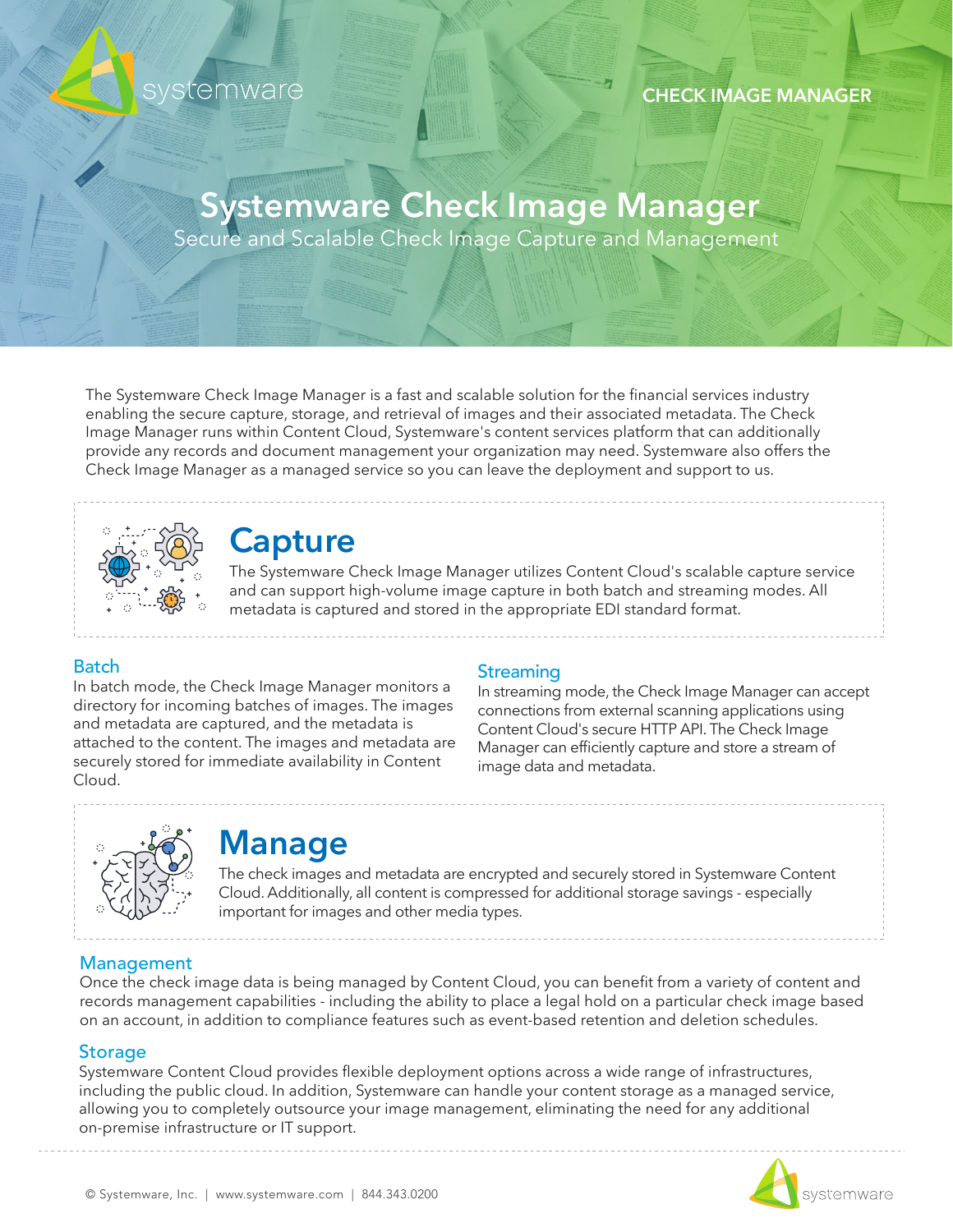CHECK IMAGE MANAGER

# Systemware Check Image Manager

Secure and Scalable Check Image Capture and Management

The Systemware Check Image Manager is a fast and scalable solution for the financial services industry enabling the secure capture, storage, and retrieval of images and their associated metadata. The Check Image Manager runs within Content Cloud, Systemware's content services platform that can additionally provide any records and document management your organization may need. Systemware also offers the Check Image Manager as a managed service so you can leave the deployment and support to us.

## Capture

The Systemware Check Image Manager utilizes Content Cloud's scalable capture service and can support high-volume image capture in both batch and streaming modes. All metadata is captured and stored in the appropriate EDI standard format.

### Batch

In batch mode, the Check Image Manager monitors a directory for incoming batches of images. The images and metadata are captured, and the metadata is attached to the content. The images and metadata are securely stored for immediate availability in Content Cloud.

### Streaming

In streaming mode, the Check Image Manager can accept connections from external scanning applications using Content Cloud's secure HTTP API. The Check Image Manager can efficiently capture and store a stream of image data and metadata.

## Manage

The check images and metadata are encrypted and securely stored in Systemware Content Cloud. Additionally, all content is compressed for additional storage savings - especially important for images and other media types.

### Management

Once the check image data is being managed by Content Cloud, you can benefit from a variety of content and records management capabilities - including the ability to place a legal hold on a particular check image based on an account, in addition to compliance features such as event-based retention and deletion schedules.

### Storage

Systemware Content Cloud provides flexible deployment options across a wide range of infrastructures, including the public cloud. In addition, Systemware can handle your content storage as a managed service, allowing you to completely outsource your image management, eliminating the need for any additional on-premise infrastructure or IT support.

© Systemware, Inc. | www.systemware.com | 844.343.0200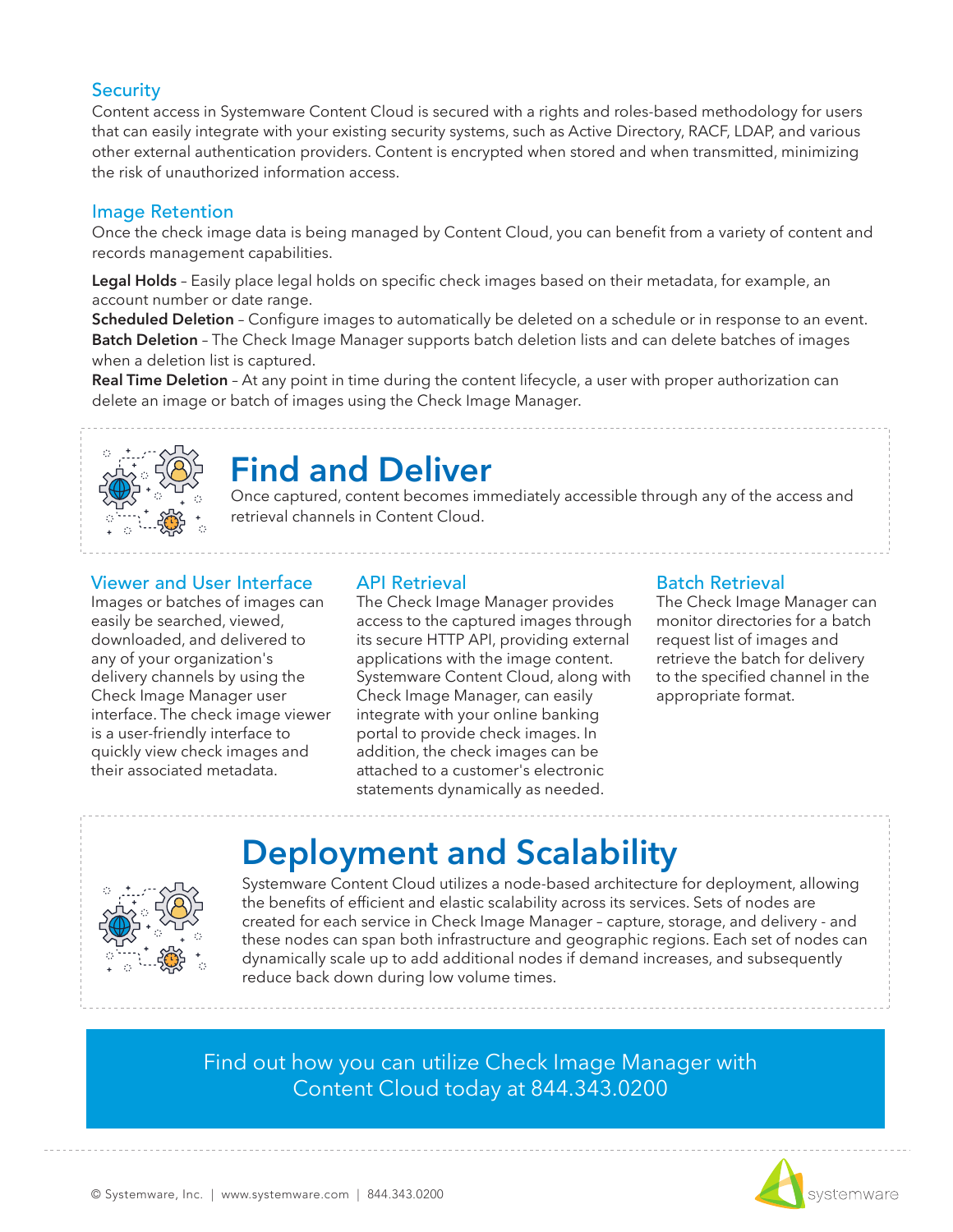## Security

Content access in Systemware Content Cloud is secured with a rights and roles-based methodology for users that can easily integrate with your existing security systems, such as Active Directory, RACF, LDAP, and various other external authentication providers. Content is encrypted when stored and when transmitted, minimizing the risk of unauthorized information access.

## Image Retention

Once the check image data is being managed by Content Cloud, you can benefit from a variety of content and records management capabilities.

**Legal Holds** – Easily place legal holds on specific check images based on their metadata, for example, an account number or date range.
**Scheduled Deletion** – Configure images to automatically be deleted on a schedule or in response to an event.
**Batch Deletion** – The Check Image Manager supports batch deletion lists and can delete batches of images when a deletion list is captured.
**Real Time Deletion** – At any point in time during the content lifecycle, a user with proper authorization can delete an image or batch of images using the Check Image Manager.

# Find and Deliver

Once captured, content becomes immediately accessible through any of the access and retrieval channels in Content Cloud.

## Viewer and User Interface

Images or batches of images can easily be searched, viewed, downloaded, and delivered to any of your organization's delivery channels by using the Check Image Manager user interface. The check image viewer is a user-friendly interface to quickly view check images and their associated metadata.

## API Retrieval

The Check Image Manager provides access to the captured images through its secure HTTP API, providing external applications with the image content. Systemware Content Cloud, along with Check Image Manager, can easily integrate with your online banking portal to provide check images. In addition, the check images can be attached to a customer's electronic statements dynamically as needed.

## Batch Retrieval

The Check Image Manager can monitor directories for a batch request list of images and retrieve the batch for delivery to the specified channel in the appropriate format.

# Deployment and Scalability

Systemware Content Cloud utilizes a node-based architecture for deployment, allowing the benefits of efficient and elastic scalability across its services. Sets of nodes are created for each service in Check Image Manager – capture, storage, and delivery - and these nodes can span both infrastructure and geographic regions. Each set of nodes can dynamically scale up to add additional nodes if demand increases, and subsequently reduce back down during low volume times.

Find out how you can utilize Check Image Manager with Content Cloud today at 844.343.0200

© Systemware, Inc. | www.systemware.com | 844.343.0200